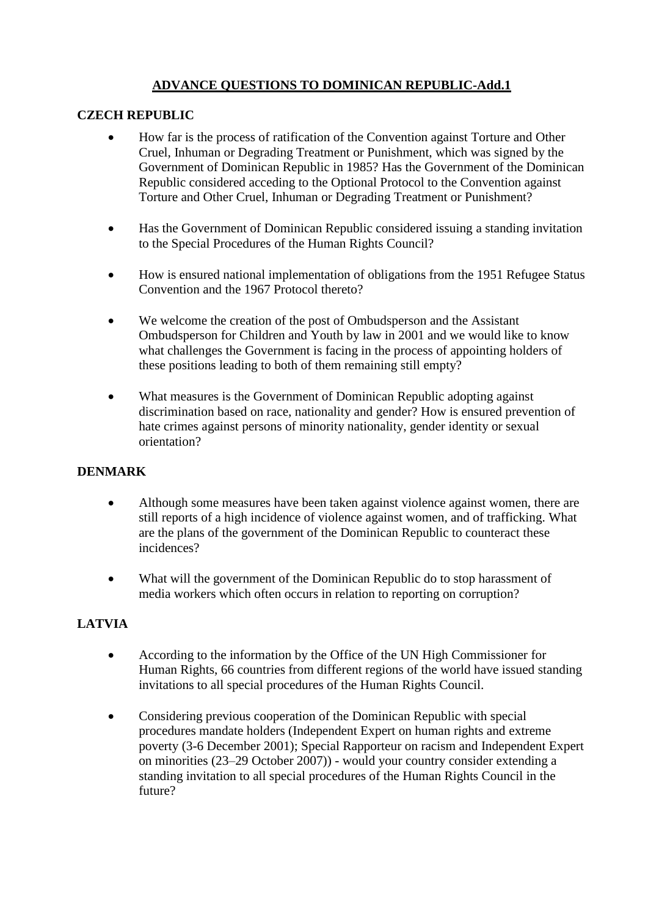# ADVANCE QUESTIONS TO DOMINICAN REPUBLIC-Add.1

## CZECH REPUBLIC

- How far is the process of ratification of the Convention against Torture and Other Cruel, Inhuman or Degrading Treatment or Punishment, which was signed by the Government of Dominican Republic in 1985? Has the Government of the Dominican Republic considered acceding to the Optional Protocol to the Convention against Torture and Other Cruel, Inhuman or Degrading Treatment or Punishment?

- Has the Government of Dominican Republic considered issuing a standing invitation to the Special Procedures of the Human Rights Council?

- How is ensured national implementation of obligations from the 1951 Refugee Status Convention and the 1967 Protocol thereto?

- We welcome the creation of the post of Ombudsperson and the Assistant Ombudsperson for Children and Youth by law in 2001 and we would like to know what challenges the Government is facing in the process of appointing holders of these positions leading to both of them remaining still empty?

- What measures is the Government of Dominican Republic adopting against discrimination based on race, nationality and gender? How is ensured prevention of hate crimes against persons of minority nationality, gender identity or sexual orientation?

## DENMARK

- Although some measures have been taken against violence against women, there are still reports of a high incidence of violence against women, and of trafficking. What are the plans of the government of the Dominican Republic to counteract these incidences?

- What will the government of the Dominican Republic do to stop harassment of media workers which often occurs in relation to reporting on corruption?

## LATVIA

- According to the information by the Office of the UN High Commissioner for Human Rights, 66 countries from different regions of the world have issued standing invitations to all special procedures of the Human Rights Council.

- Considering previous cooperation of the Dominican Republic with special procedures mandate holders (Independent Expert on human rights and extreme poverty (3-6 December 2001); Special Rapporteur on racism and Independent Expert on minorities (23–29 October 2007)) - would your country consider extending a standing invitation to all special procedures of the Human Rights Council in the future?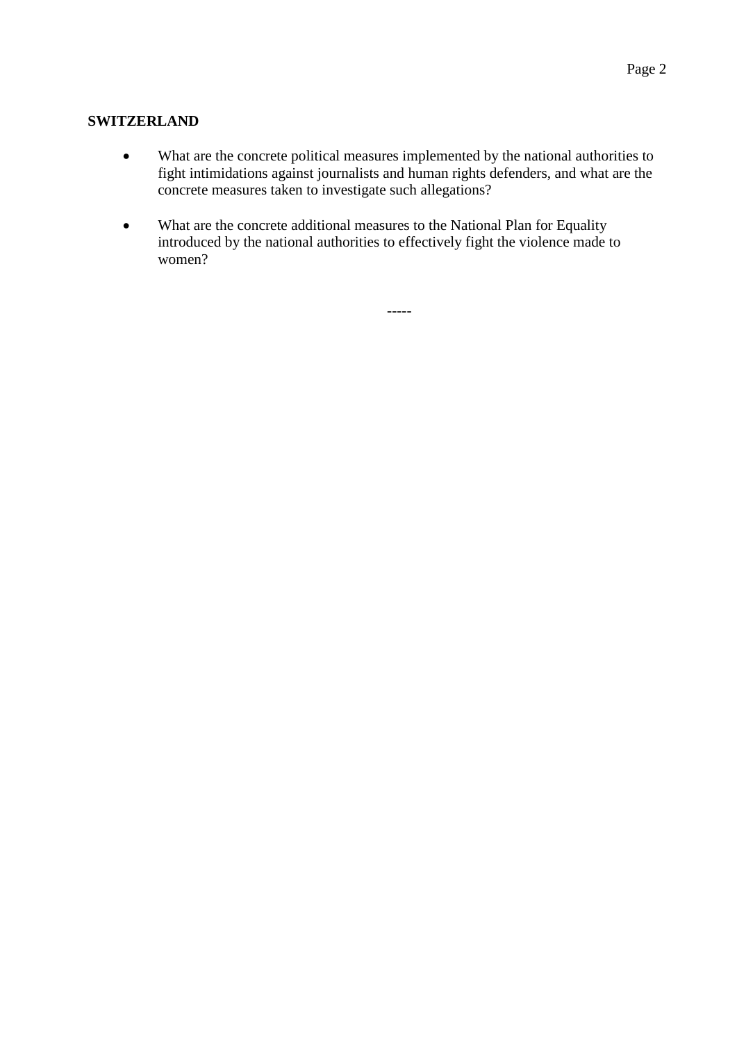**SWITZERLAND**

- What are the concrete political measures implemented by the national authorities to fight intimidations against journalists and human rights defenders, and what are the concrete measures taken to investigate such allegations?

- What are the concrete additional measures to the National Plan for Equality introduced by the national authorities to effectively fight the violence made to women?

-----